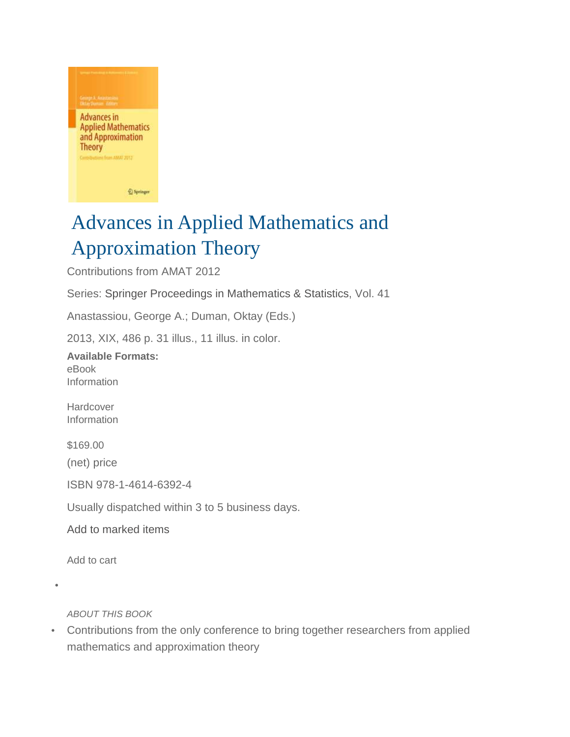# Advances in Applied Mathematics and Approximation Theory

Contributions from AMAT 2012

Series: Springer Proceedings in Mathematics & Statistics, Vol. 41

Anastassiou, George A.; Duman, Oktay (Eds.)

2013, XIX, 486 p. 31 illus., 11 illus. in color.

**Available Formats:**
eBook
Information

Hardcover
Information

$169.00

(net) price

ISBN 978-1-4614-6392-4

Usually dispatched within 3 to 5 business days.

Add to marked items

Add to cart

*ABOUT THIS BOOK*

- Contributions from the only conference to bring together researchers from applied mathematics and approximation theory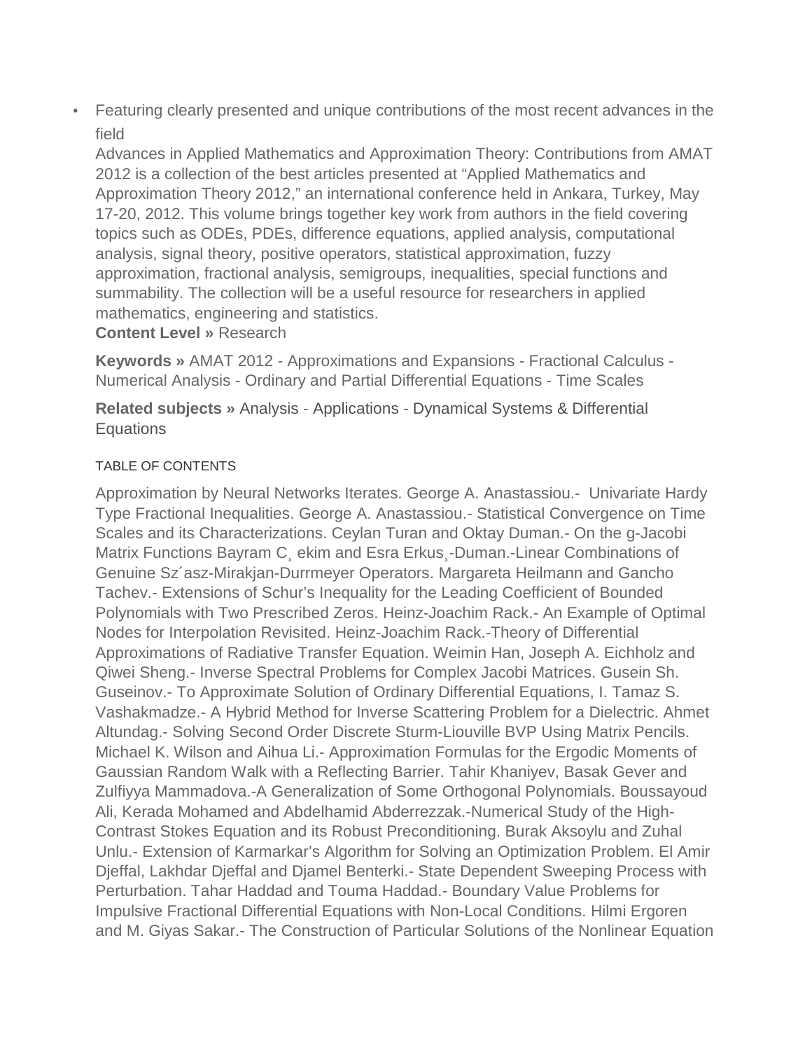- Featuring clearly presented and unique contributions of the most recent advances in the field

Advances in Applied Mathematics and Approximation Theory: Contributions from AMAT 2012 is a collection of the best articles presented at "Applied Mathematics and Approximation Theory 2012," an international conference held in Ankara, Turkey, May 17-20, 2012. This volume brings together key work from authors in the field covering topics such as ODEs, PDEs, difference equations, applied analysis, computational analysis, signal theory, positive operators, statistical approximation, fuzzy approximation, fractional analysis, semigroups, inequalities, special functions and summability. The collection will be a useful resource for researchers in applied mathematics, engineering and statistics.

**Content Level »** Research

**Keywords »** AMAT 2012 - Approximations and Expansions - Fractional Calculus - Numerical Analysis - Ordinary and Partial Differential Equations - Time Scales

**Related subjects »** Analysis - Applications - Dynamical Systems & Differential Equations

TABLE OF CONTENTS

Approximation by Neural Networks Iterates. George A. Anastassiou.- Univariate Hardy Type Fractional Inequalities. George A. Anastassiou.- Statistical Convergence on Time Scales and its Characterizations. Ceylan Turan and Oktay Duman.- On the g-Jacobi Matrix Functions Bayram C¸ ekim and Esra Erkus¸-Duman.-Linear Combinations of Genuine Sz´asz-Mirakjan-Durrmeyer Operators. Margareta Heilmann and Gancho Tachev.- Extensions of Schur's Inequality for the Leading Coefficient of Bounded Polynomials with Two Prescribed Zeros. Heinz-Joachim Rack.- An Example of Optimal Nodes for Interpolation Revisited. Heinz-Joachim Rack.-Theory of Differential Approximations of Radiative Transfer Equation. Weimin Han, Joseph A. Eichholz and Qiwei Sheng.- Inverse Spectral Problems for Complex Jacobi Matrices. Gusein Sh. Guseinov.- To Approximate Solution of Ordinary Differential Equations, I. Tamaz S. Vashakmadze.- A Hybrid Method for Inverse Scattering Problem for a Dielectric. Ahmet Altundag.- Solving Second Order Discrete Sturm-Liouville BVP Using Matrix Pencils. Michael K. Wilson and Aihua Li.- Approximation Formulas for the Ergodic Moments of Gaussian Random Walk with a Reflecting Barrier. Tahir Khaniyev, Basak Gever and Zulfiyya Mammadova.-A Generalization of Some Orthogonal Polynomials. Boussayoud Ali, Kerada Mohamed and Abdelhamid Abderrezzak.-Numerical Study of the High-Contrast Stokes Equation and its Robust Preconditioning. Burak Aksoylu and Zuhal Unlu.- Extension of Karmarkar's Algorithm for Solving an Optimization Problem. El Amir Djeffal, Lakhdar Djeffal and Djamel Benterki.- State Dependent Sweeping Process with Perturbation. Tahar Haddad and Touma Haddad.- Boundary Value Problems for Impulsive Fractional Differential Equations with Non-Local Conditions. Hilmi Ergoren and M. Giyas Sakar.- The Construction of Particular Solutions of the Nonlinear Equation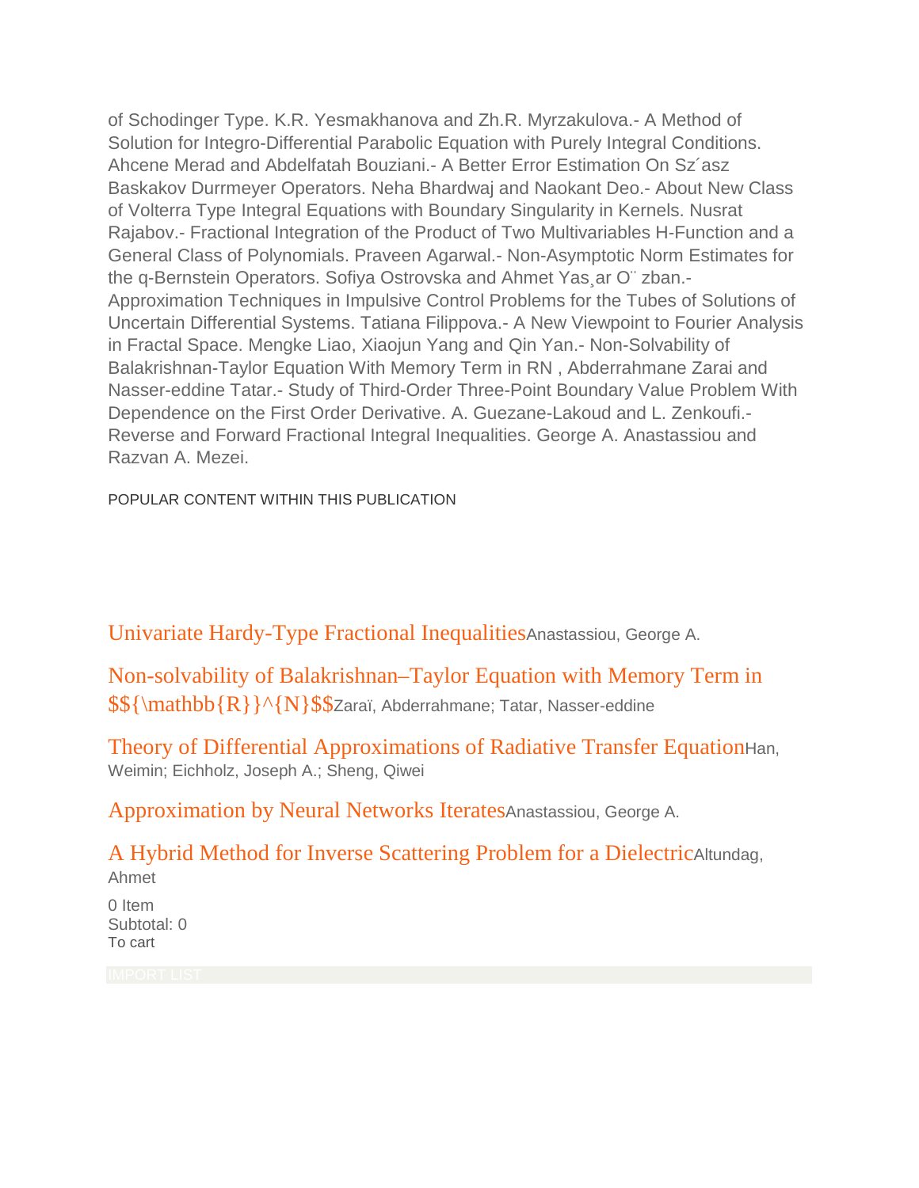of Schodinger Type. K.R. Yesmakhanova and Zh.R. Myrzakulova.- A Method of Solution for Integro-Differential Parabolic Equation with Purely Integral Conditions. Ahcene Merad and Abdelfatah Bouziani.- A Better Error Estimation On Sz´asz Baskakov Durrmeyer Operators. Neha Bhardwaj and Naokant Deo.- About New Class of Volterra Type Integral Equations with Boundary Singularity in Kernels. Nusrat Rajabov.- Fractional Integration of the Product of Two Multivariables H-Function and a General Class of Polynomials. Praveen Agarwal.- Non-Asymptotic Norm Estimates for the q-Bernstein Operators. Sofiya Ostrovska and Ahmet Yas¸ar O¨ zban.- Approximation Techniques in Impulsive Control Problems for the Tubes of Solutions of Uncertain Differential Systems. Tatiana Filippova.- A New Viewpoint to Fourier Analysis in Fractal Space. Mengke Liao, Xiaojun Yang and Qin Yan.- Non-Solvability of Balakrishnan-Taylor Equation With Memory Term in RN , Abderrahmane Zarai and Nasser-eddine Tatar.- Study of Third-Order Three-Point Boundary Value Problem With Dependence on the First Order Derivative. A. Guezane-Lakoud and L. Zenkoufi.- Reverse and Forward Fractional Integral Inequalities. George A. Anastassiou and Razvan A. Mezei.

POPULAR CONTENT WITHIN THIS PUBLICATION

Univariate Hardy-Type Fractional Inequalities Anastassiou, George A.

Non-solvability of Balakrishnan–Taylor Equation with Memory Term in $${\mathbb{R}}^{N}$$ Zaraï, Abderrahmane; Tatar, Nasser-eddine

Theory of Differential Approximations of Radiative Transfer Equation Han, Weimin; Eichholz, Joseph A.; Sheng, Qiwei

Approximation by Neural Networks Iterates Anastassiou, George A.

A Hybrid Method for Inverse Scattering Problem for a Dielectric Altundag, Ahmet

0 Item
Subtotal: 0
To cart

IMPORT LIST